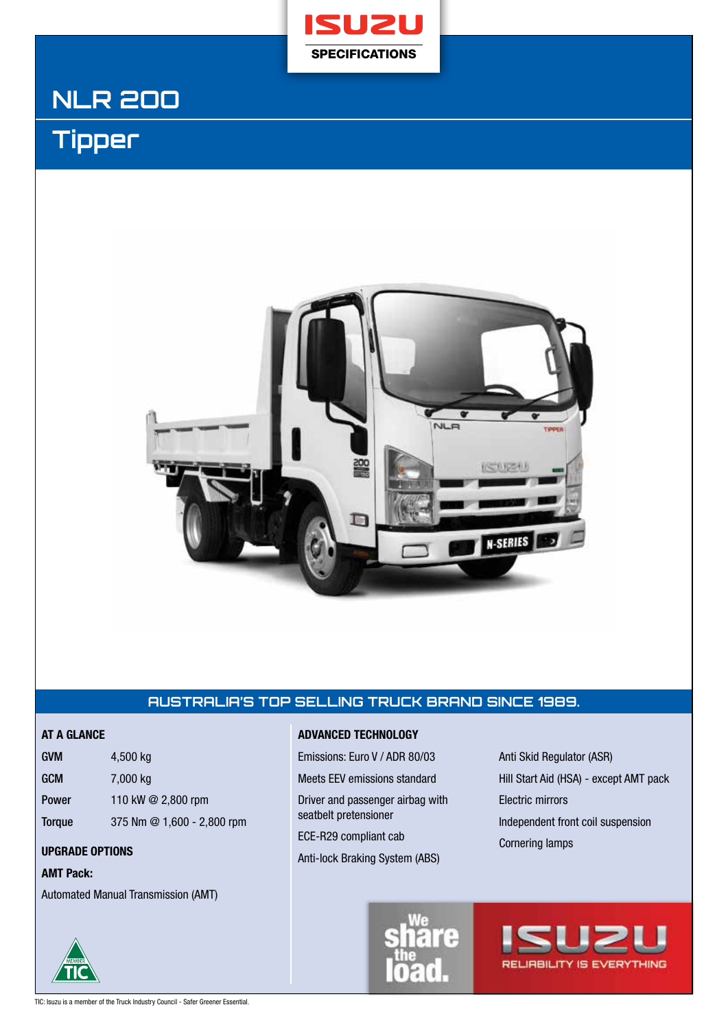ISUZU

SPECIFICATIONS

# NLR 200

## Tipper

AUSTRALIA'S TOP SELLING TRUCK BRAND SINCE 1989.

### AT A GLANCE

| | |
|---|---|
| GVM | 4,500 kg |
| GCM | 7,000 kg |
| Power | 110 kW @ 2,800 rpm |
| Torque | 375 Nm @ 1,600 - 2,800 rpm |

### UPGRADE OPTIONS

**AMT Pack:**

Automated Manual Transmission (AMT)

### ADVANCED TECHNOLOGY

Emissions: Euro V / ADR 80/03

Meets EEV emissions standard

Driver and passenger airbag with seatbelt pretensioner

ECE-R29 compliant cab

Anti-lock Braking System (ABS)

Anti Skid Regulator (ASR)

Hill Start Aid (HSA) - except AMT pack

Electric mirrors

Independent front coil suspension

Cornering lamps

We share the load.

ISUZU RELIABILITY IS EVERYTHING

TIC: Isuzu is a member of the Truck Industry Council - Safer Greener Essential.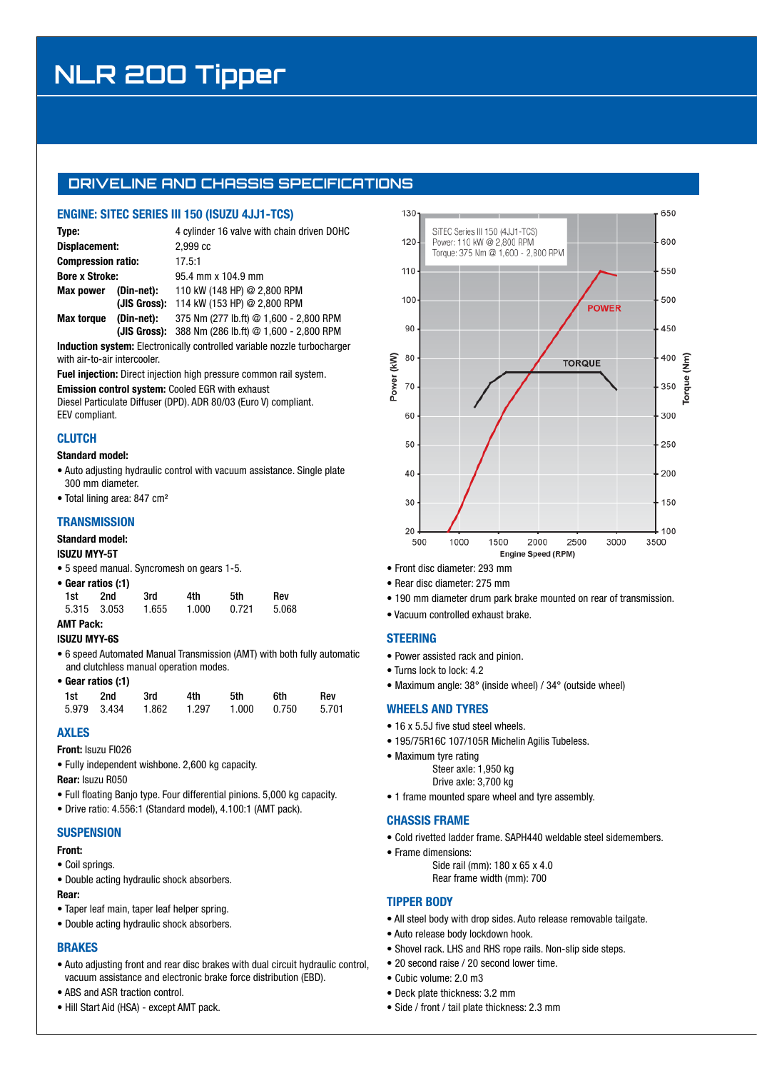# NLR 200 Tipper

## DRIVELINE AND CHASSIS SPECIFICATIONS

### ENGINE: SITEC SERIES III 150 (ISUZU 4JJ1-TCS)

| | |
|---|---|
| **Type:** | 4 cylinder 16 valve with chain driven DOHC |
| **Displacement:** | 2,999 cc |
| **Compression ratio:** | 17.5:1 |
| **Bore x Stroke:** | 95.4 mm x 104.9 mm |
| **Max power (Din-net):** | 110 kW (148 HP) @ 2,800 RPM |
| **(JIS Gross):** | 114 kW (153 HP) @ 2,800 RPM |
| **Max torque (Din-net):** | 375 Nm (277 lb.ft) @ 1,600 - 2,800 RPM |
| **(JIS Gross):** | 388 Nm (286 lb.ft) @ 1,600 - 2,800 RPM |

**Induction system:** Electronically controlled variable nozzle turbocharger with air-to-air intercooler.

**Fuel injection:** Direct injection high pressure common rail system.

**Emission control system:** Cooled EGR with exhaust Diesel Particulate Diffuser (DPD). ADR 80/03 (Euro V) compliant. EEV compliant.

SITEC Series III 150 (4JJ1-TCS)
Power: 110 kW @ 2,800 RPM
Torque: 375 Nm @ 1,600 - 2,800 RPM

### CLUTCH

**Standard model:**

- Auto adjusting hydraulic control with vacuum assistance. Single plate 300 mm diameter.
- Total lining area: 847 cm²

### TRANSMISSION

**Standard model:**

**ISUZU MYY-5T**

- 5 speed manual. Syncromesh on gears 1-5.
- **Gear ratios (:1)**

| 1st | 2nd | 3rd | 4th | 5th | Rev |
|---|---|---|---|---|---|
| 5.315 | 3.053 | 1.655 | 1.000 | 0.721 | 5.068 |

**AMT Pack:**

**ISUZU MYY-6S**

- 6 speed Automated Manual Transmission (AMT) with both fully automatic and clutchless manual operation modes.
- **Gear ratios (:1)**

| 1st | 2nd | 3rd | 4th | 5th | 6th | Rev |
|---|---|---|---|---|---|---|
| 5.979 | 3.434 | 1.862 | 1.297 | 1.000 | 0.750 | 5.701 |

### AXLES

**Front:** Isuzu FI026

- Fully independent wishbone. 2,600 kg capacity.

**Rear:** Isuzu R050

- Full floating Banjo type. Four differential pinions. 5,000 kg capacity.
- Drive ratio: 4.556:1 (Standard model), 4.100:1 (AMT pack).

### SUSPENSION

**Front:**

- Coil springs.
- Double acting hydraulic shock absorbers.

**Rear:**

- Taper leaf main, taper leaf helper spring.
- Double acting hydraulic shock absorbers.

### BRAKES

- Auto adjusting front and rear disc brakes with dual circuit hydraulic control, vacuum assistance and electronic brake force distribution (EBD).
- ABS and ASR traction control.
- Hill Start Aid (HSA) - except AMT pack.
- Front disc diameter: 293 mm
- Rear disc diameter: 275 mm
- 190 mm diameter drum park brake mounted on rear of transmission.
- Vacuum controlled exhaust brake.

### STEERING

- Power assisted rack and pinion.
- Turns lock to lock: 4.2
- Maximum angle: 38° (inside wheel) / 34° (outside wheel)

### WHEELS AND TYRES

- 16 x 5.5J five stud steel wheels.
- 195/75R16C 107/105R Michelin Agilis Tubeless.
- Maximum tyre rating
  - Steer axle: 1,950 kg
  - Drive axle: 3,700 kg
- 1 frame mounted spare wheel and tyre assembly.

### CHASSIS FRAME

- Cold rivetted ladder frame. SAPH440 weldable steel sidemembers.
- Frame dimensions:
  - Side rail (mm): 180 x 65 x 4.0
  - Rear frame width (mm): 700

### TIPPER BODY

- All steel body with drop sides. Auto release removable tailgate.
- Auto release body lockdown hook.
- Shovel rack. LHS and RHS rope rails. Non-slip side steps.
- 20 second raise / 20 second lower time.
- Cubic volume: 2.0 m3
- Deck plate thickness: 3.2 mm
- Side / front / tail plate thickness: 2.3 mm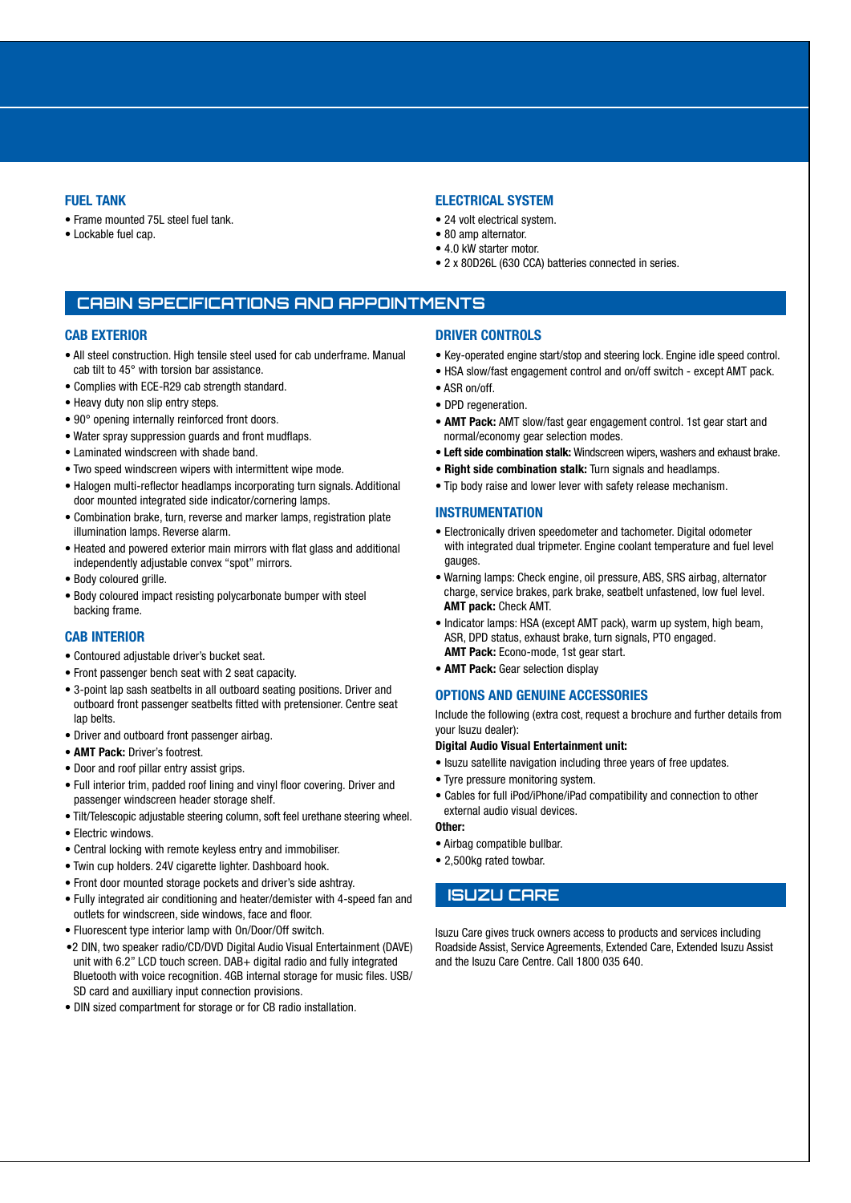### FUEL TANK

- Frame mounted 75L steel fuel tank.
- Lockable fuel cap.

### ELECTRICAL SYSTEM

- 24 volt electrical system.
- 80 amp alternator.
- 4.0 kW starter motor.
- 2 x 80D26L (630 CCA) batteries connected in series.

## CABIN SPECIFICATIONS AND APPOINTMENTS

### CAB EXTERIOR

- All steel construction. High tensile steel used for cab underframe. Manual cab tilt to 45° with torsion bar assistance.
- Complies with ECE-R29 cab strength standard.
- Heavy duty non slip entry steps.
- 90° opening internally reinforced front doors.
- Water spray suppression guards and front mudflaps.
- Laminated windscreen with shade band.
- Two speed windscreen wipers with intermittent wipe mode.
- Halogen multi-reflector headlamps incorporating turn signals. Additional door mounted integrated side indicator/cornering lamps.
- Combination brake, turn, reverse and marker lamps, registration plate illumination lamps. Reverse alarm.
- Heated and powered exterior main mirrors with flat glass and additional independently adjustable convex "spot" mirrors.
- Body coloured grille.
- Body coloured impact resisting polycarbonate bumper with steel backing frame.

### CAB INTERIOR

- Contoured adjustable driver's bucket seat.
- Front passenger bench seat with 2 seat capacity.
- 3-point lap sash seatbelts in all outboard seating positions. Driver and outboard front passenger seatbelts fitted with pretensioner. Centre seat lap belts.
- Driver and outboard front passenger airbag.
- **AMT Pack:** Driver's footrest.
- Door and roof pillar entry assist grips.
- Full interior trim, padded roof lining and vinyl floor covering. Driver and passenger windscreen header storage shelf.
- Tilt/Telescopic adjustable steering column, soft feel urethane steering wheel.
- Electric windows.
- Central locking with remote keyless entry and immobiliser.
- Twin cup holders. 24V cigarette lighter. Dashboard hook.
- Front door mounted storage pockets and driver's side ashtray.
- Fully integrated air conditioning and heater/demister with 4-speed fan and outlets for windscreen, side windows, face and floor.
- Fluorescent type interior lamp with On/Door/Off switch.
- 2 DIN, two speaker radio/CD/DVD Digital Audio Visual Entertainment (DAVE) unit with 6.2" LCD touch screen. DAB+ digital radio and fully integrated Bluetooth with voice recognition. 4GB internal storage for music files. USB/SD card and auxilliary input connection provisions.
- DIN sized compartment for storage or for CB radio installation.

### DRIVER CONTROLS

- Key-operated engine start/stop and steering lock. Engine idle speed control.
- HSA slow/fast engagement control and on/off switch - except AMT pack.
- ASR on/off.
- DPD regeneration.
- **AMT Pack:** AMT slow/fast gear engagement control. 1st gear start and normal/economy gear selection modes.
- **Left side combination stalk:** Windscreen wipers, washers and exhaust brake.
- **Right side combination stalk:** Turn signals and headlamps.
- Tip body raise and lower lever with safety release mechanism.

### INSTRUMENTATION

- Electronically driven speedometer and tachometer. Digital odometer with integrated dual tripmeter. Engine coolant temperature and fuel level gauges.
- Warning lamps: Check engine, oil pressure, ABS, SRS airbag, alternator charge, service brakes, park brake, seatbelt unfastened, low fuel level. **AMT pack:** Check AMT.
- Indicator lamps: HSA (except AMT pack), warm up system, high beam, ASR, DPD status, exhaust brake, turn signals, PTO engaged. **AMT Pack:** Econo-mode, 1st gear start.
- **AMT Pack:** Gear selection display

### OPTIONS AND GENUINE ACCESSORIES

Include the following (extra cost, request a brochure and further details from your Isuzu dealer):

**Digital Audio Visual Entertainment unit:**

- Isuzu satellite navigation including three years of free updates.
- Tyre pressure monitoring system.
- Cables for full iPod/iPhone/iPad compatibility and connection to other external audio visual devices.

**Other:**

- Airbag compatible bullbar.
- 2,500kg rated towbar.

## ISUZU CARE

Isuzu Care gives truck owners access to products and services including Roadside Assist, Service Agreements, Extended Care, Extended Isuzu Assist and the Isuzu Care Centre. Call 1800 035 640.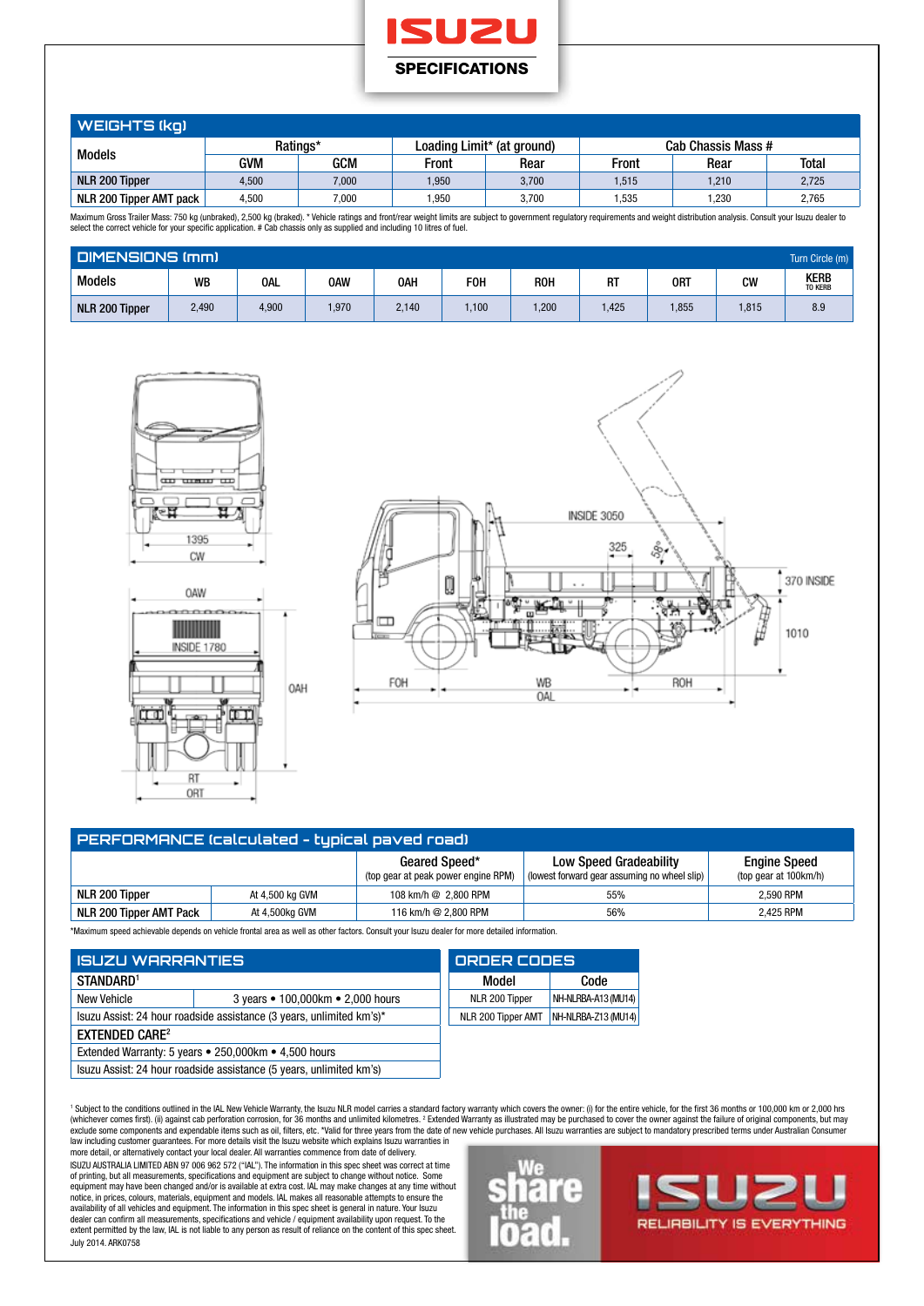# ISUZU SPECIFICATIONS

## WEIGHTS (kg)

| Models | Ratings* | | Loading Limit* (at ground) | | Cab Chassis Mass # | | |
|---|---|---|---|---|---|---|---|
| | GVM | GCM | Front | Rear | Front | Rear | Total |
| NLR 200 Tipper | 4,500 | 7,000 | 1,950 | 3,700 | 1,515 | 1,210 | 2,725 |
| NLR 200 Tipper AMT pack | 4,500 | 7,000 | 1,950 | 3,700 | 1,535 | 1,230 | 2,765 |

Maximum Gross Trailer Mass: 750 kg (unbraked), 2,500 kg (braked). * Vehicle ratings and front/rear weight limits are subject to government regulatory requirements and weight distribution analysis. Consult your Isuzu dealer to select the correct vehicle for your specific application. # Cab chassis only as supplied and including 10 litres of fuel.

## DIMENSIONS (mm)

| Models | WB | OAL | OAW | OAH | FOH | ROH | RT | ORT | CW | Turn Circle (m) KERB TO KERB |
|---|---|---|---|---|---|---|---|---|---|---|
| NLR 200 Tipper | 2,490 | 4,900 | 1,970 | 2,140 | 1,100 | 1,200 | 1,425 | 1,855 | 1,815 | 8.9 |

1395
CW
OAW
INSIDE 1780
OAH
RT
ORT
INSIDE 3050
325
58°
370 INSIDE
1010
FOH
WB
OAL
ROH

## PERFORMANCE (calculated - typical paved road)

| | | Geared Speed* (top gear at peak power engine RPM) | Low Speed Gradeability (lowest forward gear assuming no wheel slip) | Engine Speed (top gear at 100km/h) |
|---|---|---|---|---|
| NLR 200 Tipper | At 4,500 kg GVM | 108 km/h @ 2,800 RPM | 55% | 2,590 RPM |
| NLR 200 Tipper AMT Pack | At 4,500kg GVM | 116 km/h @ 2,800 RPM | 56% | 2,425 RPM |

*Maximum speed achievable depends on vehicle frontal area as well as other factors. Consult your Isuzu dealer for more detailed information.

## ISUZU WARRANTIES

| STANDARD[1] | |
|---|---|
| New Vehicle | 3 years • 100,000km • 2,000 hours |
| Isuzu Assist: 24 hour roadside assistance (3 years, unlimited km's)* | |
| **EXTENDED CARE[2]** | |
| Extended Warranty: 5 years • 250,000km • 4,500 hours | |
| Isuzu Assist: 24 hour roadside assistance (5 years, unlimited km's) | |

## ORDER CODES

| Model | Code |
|---|---|
| NLR 200 Tipper | NH-NLRBA-A13 (MU14) |
| NLR 200 Tipper AMT | NH-NLRBA-Z13 (MU14) |

[1] Subject to the conditions outlined in the IAL New Vehicle Warranty, the Isuzu NLR model carries a standard factory warranty which covers the owner: (i) for the entire vehicle, for the first 36 months or 100,000 km or 2,000 hrs (whichever comes first). (ii) against cab perforation corrosion, for 36 months and unlimited kilometres. [2] Extended Warranty as illustrated may be purchased to cover the owner against the failure of original components, but may exclude some components and expendable items such as oil, filters, etc. *Valid for three years from the date of new vehicle purchases. All Isuzu warranties are subject to mandatory prescribed terms under Australian Consumer law including customer guarantees. For more details visit the Isuzu website which explains Isuzu warranties in more detail, or alternatively contact your local dealer. All warranties commence from date of delivery.

ISUZU AUSTRALIA LIMITED ABN 97 006 962 572 ("IAL"). The information in this spec sheet was correct at time of printing, but all measurements, specifications and equipment are subject to change without notice. Some equipment may have been changed and/or is available at extra cost. IAL may make changes at any time without notice, in prices, colours, materials, equipment and models. IAL makes all reasonable attempts to ensure the availability of all vehicles and equipment. The information in this spec sheet is general in nature. Your Isuzu dealer can confirm all measurements, specifications and vehicle / equipment availability upon request. To the extent permitted by the law, IAL is not liable to any person as result of reliance on the content of this spec sheet.

July 2014. ARK0758

We share the load.

ISUZU RELIABILITY IS EVERYTHING